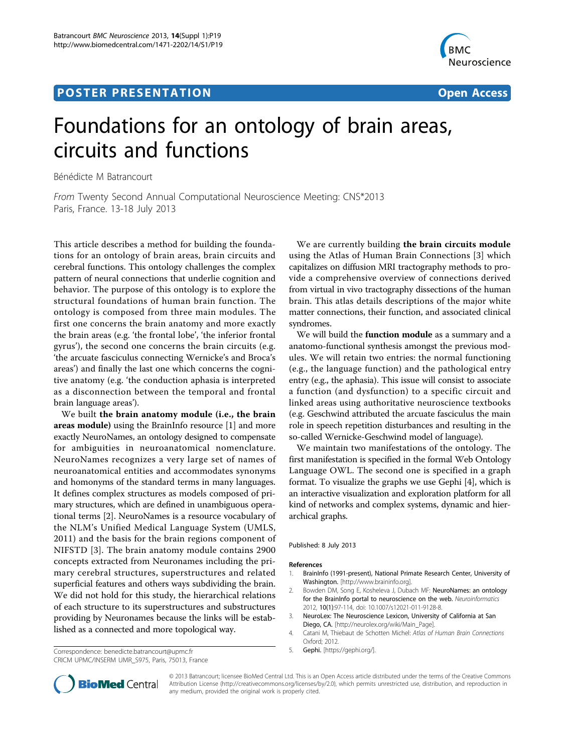**POSTER PRESENTATION** **Open Access**

# Foundations for an ontology of brain areas, circuits and functions

Bénédicte M Batrancourt

*From* Twenty Second Annual Computational Neuroscience Meeting: CNS*2013
Paris, France. 13-18 July 2013

This article describes a method for building the foundations for an ontology of brain areas, brain circuits and cerebral functions. This ontology challenges the complex pattern of neural connections that underlie cognition and behavior. The purpose of this ontology is to explore the structural foundations of human brain function. The ontology is composed from three main modules. The first one concerns the brain anatomy and more exactly the brain areas (e.g. 'the frontal lobe', 'the inferior frontal gyrus'), the second one concerns the brain circuits (e.g. 'the arcuate fasciculus connecting Wernicke's and Broca's areas') and finally the last one which concerns the cognitive anatomy (e.g. 'the conduction aphasia is interpreted as a disconnection between the temporal and frontal brain language areas').

We built **the brain anatomy module (i.e., the brain areas module)** using the BrainInfo resource [1] and more exactly NeuroNames, an ontology designed to compensate for ambiguities in neuroanatomical nomenclature. NeuroNames recognizes a very large set of names of neuroanatomical entities and accommodates synonyms and homonyms of the standard terms in many languages. It defines complex structures as models composed of primary structures, which are defined in unambiguous operational terms [2]. NeuroNames is a resource vocabulary of the NLM's Unified Medical Language System (UMLS, 2011) and the basis for the brain regions component of NIFSTD [3]. The brain anatomy module contains 2900 concepts extracted from Neuronames including the primary cerebral structures, superstructures and related superficial features and others ways subdividing the brain. We did not hold for this study, the hierarchical relations of each structure to its superstructures and substructures providing by Neuronames because the links will be established as a connected and more topological way.

We are currently building **the brain circuits module** using the Atlas of Human Brain Connections [3] which capitalizes on diffusion MRI tractography methods to provide a comprehensive overview of connections derived from virtual in vivo tractography dissections of the human brain. This atlas details descriptions of the major white matter connections, their function, and associated clinical syndromes.

We will build the **function module** as a summary and a anatomo-functional synthesis amongst the previous modules. We will retain two entries: the normal functioning (e.g., the language function) and the pathological entry entry (e.g., the aphasia). This issue will consist to associate a function (and dysfunction) to a specific circuit and linked areas using authoritative neuroscience textbooks (e.g. Geschwind attributed the arcuate fasciculus the main role in speech repetition disturbances and resulting in the so-called Wernicke-Geschwind model of language).

We maintain two manifestations of the ontology. The first manifestation is specified in the formal Web Ontology Language OWL. The second one is specified in a graph format. To visualize the graphs we use Gephi [4], which is an interactive visualization and exploration platform for all kind of networks and complex systems, dynamic and hierarchical graphs.

Published: 8 July 2013

## References

1. BrainInfo (1991-present), National Primate Research Center, University of Washington. [http://www.braininfo.org].
2. Bowden DM, Song E, Kosheleva J, Dubach MF: **NeuroNames: an ontology for the BrainInfo portal to neuroscience on the web.** *Neuroinformatics* 2012, **10(1)**:97-114, doi: 10.1007/s12021-011-9128-8.
3. NeuroLex: The Neuroscience Lexicon, University of California at San Diego, CA. [http://neurolex.org/wiki/Main_Page].
4. Catani M, Thiebaut de Schotten Michel: *Atlas of Human Brain Connections* Oxford; 2012.
5. **Gephi.** [https://gephi.org/].

Correspondence: benedicte.batrancourt@upmc.fr
CRICM UPMC/INSERM UMR_S975, Paris, 75013, France

© 2013 Batrancourt; licensee BioMed Central Ltd. This is an Open Access article distributed under the terms of the Creative Commons Attribution License (http://creativecommons.org/licenses/by/2.0), which permits unrestricted use, distribution, and reproduction in any medium, provided the original work is properly cited.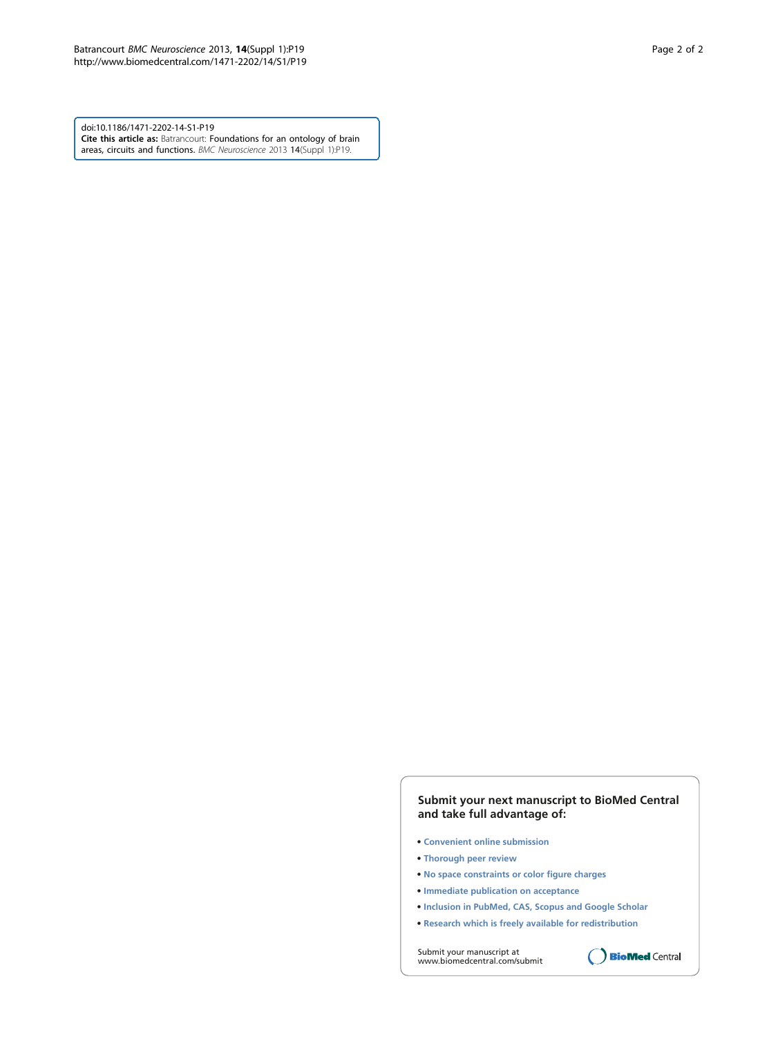doi:10.1186/1471-2202-14-S1-P19

**Cite this article as:** Batrancourt: Foundations for an ontology of brain areas, circuits and functions. *BMC Neuroscience* 2013 **14**(Suppl 1):P19.

**Submit your next manuscript to BioMed Central and take full advantage of:**

- **Convenient online submission**
- **Thorough peer review**
- **No space constraints or color figure charges**
- **Immediate publication on acceptance**
- **Inclusion in PubMed, CAS, Scopus and Google Scholar**
- **Research which is freely available for redistribution**

Submit your manuscript at
www.biomedcentral.com/submit

BioMed Central